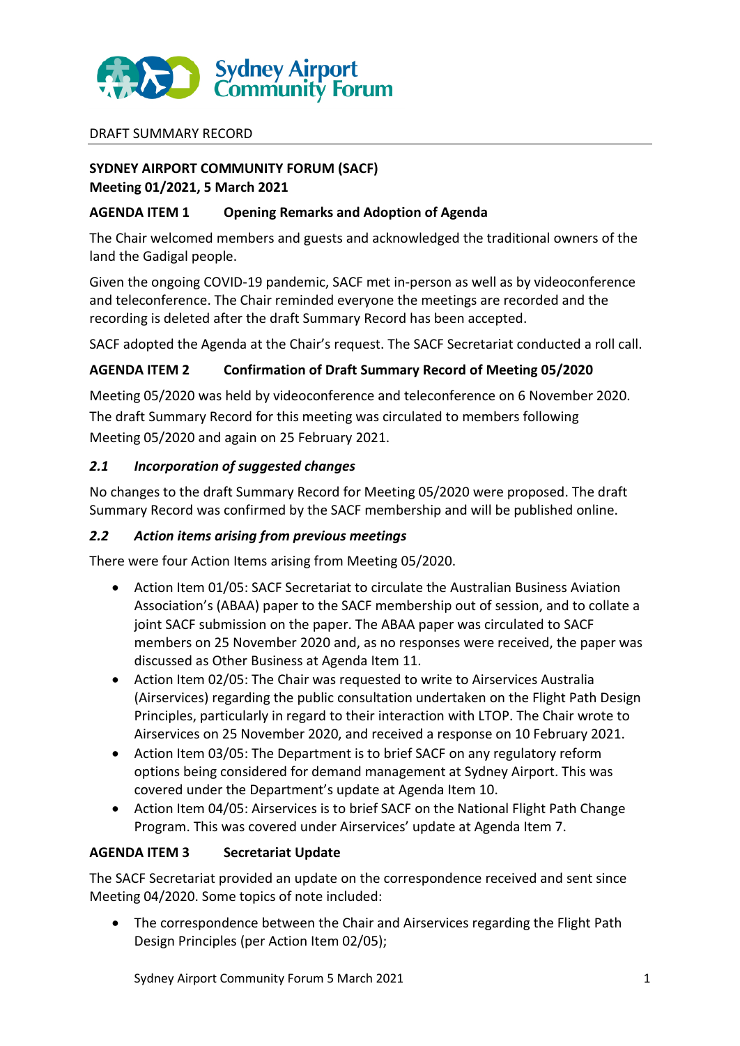DRAFT SUMMARY RECORD

**SYDNEY AIRPORT COMMUNITY FORUM (SACF)**
**Meeting 01/2021, 5 March 2021**

## AGENDA ITEM 1 Opening Remarks and Adoption of Agenda

The Chair welcomed members and guests and acknowledged the traditional owners of the land the Gadigal people.

Given the ongoing COVID-19 pandemic, SACF met in-person as well as by videoconference and teleconference. The Chair reminded everyone the meetings are recorded and the recording is deleted after the draft Summary Record has been accepted.

SACF adopted the Agenda at the Chair's request. The SACF Secretariat conducted a roll call.

## AGENDA ITEM 2 Confirmation of Draft Summary Record of Meeting 05/2020

Meeting 05/2020 was held by videoconference and teleconference on 6 November 2020. The draft Summary Record for this meeting was circulated to members following Meeting 05/2020 and again on 25 February 2021.

### *2.1 Incorporation of suggested changes*

No changes to the draft Summary Record for Meeting 05/2020 were proposed. The draft Summary Record was confirmed by the SACF membership and will be published online.

### *2.2 Action items arising from previous meetings*

There were four Action Items arising from Meeting 05/2020.

- Action Item 01/05: SACF Secretariat to circulate the Australian Business Aviation Association's (ABAA) paper to the SACF membership out of session, and to collate a joint SACF submission on the paper. The ABAA paper was circulated to SACF members on 25 November 2020 and, as no responses were received, the paper was discussed as Other Business at Agenda Item 11.
- Action Item 02/05: The Chair was requested to write to Airservices Australia (Airservices) regarding the public consultation undertaken on the Flight Path Design Principles, particularly in regard to their interaction with LTOP. The Chair wrote to Airservices on 25 November 2020, and received a response on 10 February 2021.
- Action Item 03/05: The Department is to brief SACF on any regulatory reform options being considered for demand management at Sydney Airport. This was covered under the Department's update at Agenda Item 10.
- Action Item 04/05: Airservices is to brief SACF on the National Flight Path Change Program. This was covered under Airservices' update at Agenda Item 7.

## AGENDA ITEM 3 Secretariat Update

The SACF Secretariat provided an update on the correspondence received and sent since Meeting 04/2020. Some topics of note included:

- The correspondence between the Chair and Airservices regarding the Flight Path Design Principles (per Action Item 02/05);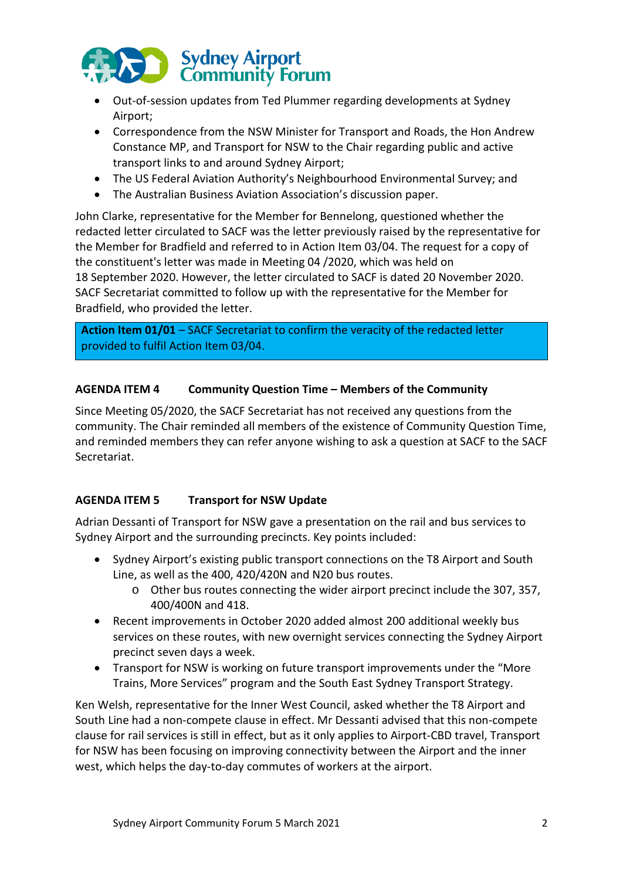- Out-of-session updates from Ted Plummer regarding developments at Sydney Airport;
- Correspondence from the NSW Minister for Transport and Roads, the Hon Andrew Constance MP, and Transport for NSW to the Chair regarding public and active transport links to and around Sydney Airport;
- The US Federal Aviation Authority's Neighbourhood Environmental Survey; and
- The Australian Business Aviation Association's discussion paper.

John Clarke, representative for the Member for Bennelong, questioned whether the redacted letter circulated to SACF was the letter previously raised by the representative for the Member for Bradfield and referred to in Action Item 03/04. The request for a copy of the constituent's letter was made in Meeting 04 /2020, which was held on 18 September 2020. However, the letter circulated to SACF is dated 20 November 2020. SACF Secretariat committed to follow up with the representative for the Member for Bradfield, who provided the letter.

**Action Item 01/01** – SACF Secretariat to confirm the veracity of the redacted letter provided to fulfil Action Item 03/04.

## AGENDA ITEM 4 Community Question Time – Members of the Community

Since Meeting 05/2020, the SACF Secretariat has not received any questions from the community. The Chair reminded all members of the existence of Community Question Time, and reminded members they can refer anyone wishing to ask a question at SACF to the SACF Secretariat.

## AGENDA ITEM 5 Transport for NSW Update

Adrian Dessanti of Transport for NSW gave a presentation on the rail and bus services to Sydney Airport and the surrounding precincts. Key points included:

- Sydney Airport's existing public transport connections on the T8 Airport and South Line, as well as the 400, 420/420N and N20 bus routes.
  - Other bus routes connecting the wider airport precinct include the 307, 357, 400/400N and 418.
- Recent improvements in October 2020 added almost 200 additional weekly bus services on these routes, with new overnight services connecting the Sydney Airport precinct seven days a week.
- Transport for NSW is working on future transport improvements under the "More Trains, More Services" program and the South East Sydney Transport Strategy.

Ken Welsh, representative for the Inner West Council, asked whether the T8 Airport and South Line had a non-compete clause in effect. Mr Dessanti advised that this non-compete clause for rail services is still in effect, but as it only applies to Airport-CBD travel, Transport for NSW has been focusing on improving connectivity between the Airport and the inner west, which helps the day-to-day commutes of workers at the airport.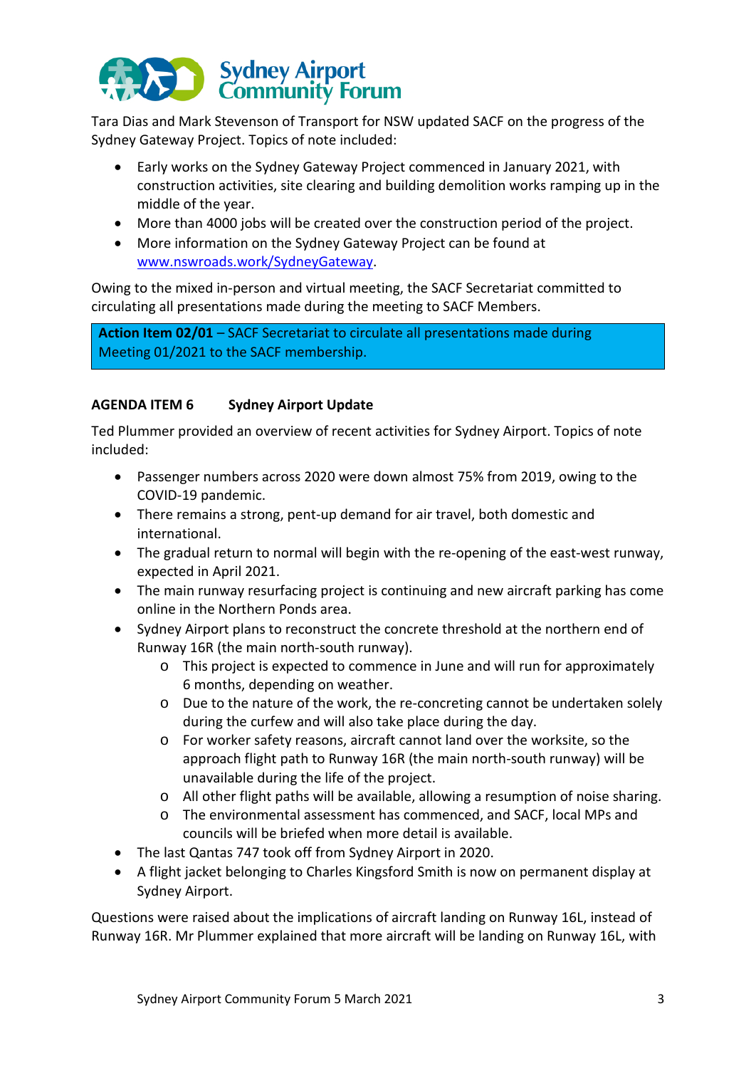Tara Dias and Mark Stevenson of Transport for NSW updated SACF on the progress of the Sydney Gateway Project. Topics of note included:

- Early works on the Sydney Gateway Project commenced in January 2021, with construction activities, site clearing and building demolition works ramping up in the middle of the year.
- More than 4000 jobs will be created over the construction period of the project.
- More information on the Sydney Gateway Project can be found at [www.nswroads.work/SydneyGateway](http://www.nswroads.work/SydneyGateway).

Owing to the mixed in-person and virtual meeting, the SACF Secretariat committed to circulating all presentations made during the meeting to SACF Members.

> **Action Item 02/01** – SACF Secretariat to circulate all presentations made during Meeting 01/2021 to the SACF membership.

**AGENDA ITEM 6 Sydney Airport Update**

Ted Plummer provided an overview of recent activities for Sydney Airport. Topics of note included:

- Passenger numbers across 2020 were down almost 75% from 2019, owing to the COVID-19 pandemic.
- There remains a strong, pent-up demand for air travel, both domestic and international.
- The gradual return to normal will begin with the re-opening of the east-west runway, expected in April 2021.
- The main runway resurfacing project is continuing and new aircraft parking has come online in the Northern Ponds area.
- Sydney Airport plans to reconstruct the concrete threshold at the northern end of Runway 16R (the main north-south runway).
  - This project is expected to commence in June and will run for approximately 6 months, depending on weather.
  - Due to the nature of the work, the re-concreting cannot be undertaken solely during the curfew and will also take place during the day.
  - For worker safety reasons, aircraft cannot land over the worksite, so the approach flight path to Runway 16R (the main north-south runway) will be unavailable during the life of the project.
  - All other flight paths will be available, allowing a resumption of noise sharing.
  - The environmental assessment has commenced, and SACF, local MPs and councils will be briefed when more detail is available.
- The last Qantas 747 took off from Sydney Airport in 2020.
- A flight jacket belonging to Charles Kingsford Smith is now on permanent display at Sydney Airport.

Questions were raised about the implications of aircraft landing on Runway 16L, instead of Runway 16R. Mr Plummer explained that more aircraft will be landing on Runway 16L, with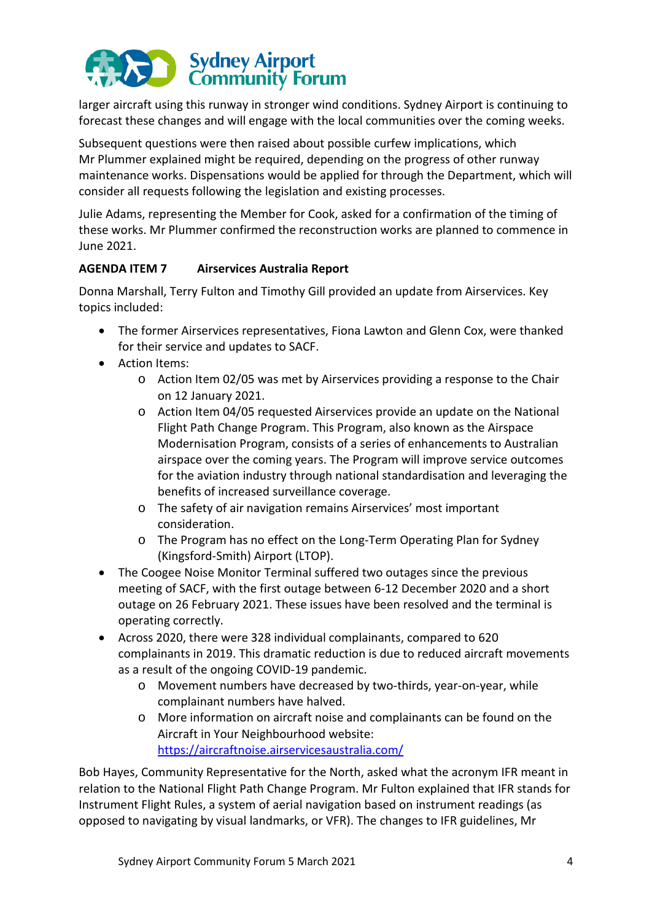larger aircraft using this runway in stronger wind conditions. Sydney Airport is continuing to forecast these changes and will engage with the local communities over the coming weeks.

Subsequent questions were then raised about possible curfew implications, which Mr Plummer explained might be required, depending on the progress of other runway maintenance works. Dispensations would be applied for through the Department, which will consider all requests following the legislation and existing processes.

Julie Adams, representing the Member for Cook, asked for a confirmation of the timing of these works. Mr Plummer confirmed the reconstruction works are planned to commence in June 2021.

**AGENDA ITEM 7 Airservices Australia Report**

Donna Marshall, Terry Fulton and Timothy Gill provided an update from Airservices. Key topics included:

- The former Airservices representatives, Fiona Lawton and Glenn Cox, were thanked for their service and updates to SACF.
- Action Items:
  - Action Item 02/05 was met by Airservices providing a response to the Chair on 12 January 2021.
  - Action Item 04/05 requested Airservices provide an update on the National Flight Path Change Program. This Program, also known as the Airspace Modernisation Program, consists of a series of enhancements to Australian airspace over the coming years. The Program will improve service outcomes for the aviation industry through national standardisation and leveraging the benefits of increased surveillance coverage.
  - The safety of air navigation remains Airservices' most important consideration.
  - The Program has no effect on the Long-Term Operating Plan for Sydney (Kingsford-Smith) Airport (LTOP).
- The Coogee Noise Monitor Terminal suffered two outages since the previous meeting of SACF, with the first outage between 6-12 December 2020 and a short outage on 26 February 2021. These issues have been resolved and the terminal is operating correctly.
- Across 2020, there were 328 individual complainants, compared to 620 complainants in 2019. This dramatic reduction is due to reduced aircraft movements as a result of the ongoing COVID-19 pandemic.
  - Movement numbers have decreased by two-thirds, year-on-year, while complainant numbers have halved.
  - More information on aircraft noise and complainants can be found on the Aircraft in Your Neighbourhood website: https://aircraftnoise.airservicesaustralia.com/

Bob Hayes, Community Representative for the North, asked what the acronym IFR meant in relation to the National Flight Path Change Program. Mr Fulton explained that IFR stands for Instrument Flight Rules, a system of aerial navigation based on instrument readings (as opposed to navigating by visual landmarks, or VFR). The changes to IFR guidelines, Mr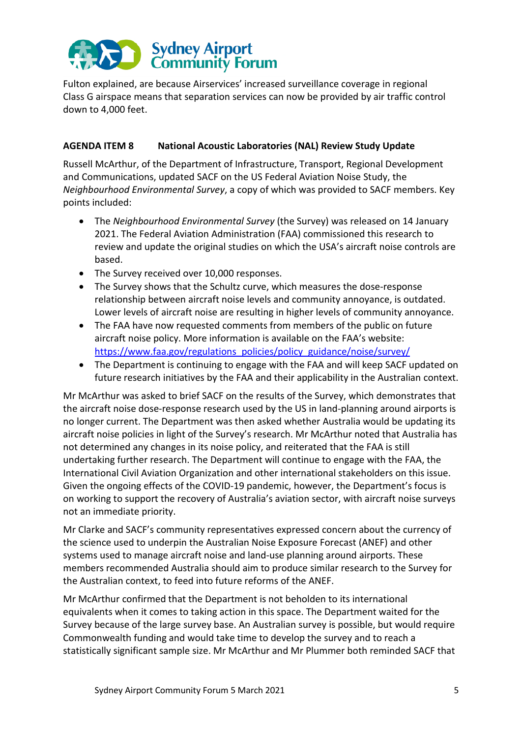Fulton explained, are because Airservices' increased surveillance coverage in regional Class G airspace means that separation services can now be provided by air traffic control down to 4,000 feet.

**AGENDA ITEM 8 National Acoustic Laboratories (NAL) Review Study Update**

Russell McArthur, of the Department of Infrastructure, Transport, Regional Development and Communications, updated SACF on the US Federal Aviation Noise Study, the *Neighbourhood Environmental Survey*, a copy of which was provided to SACF members. Key points included:

- The *Neighbourhood Environmental Survey* (the Survey) was released on 14 January 2021. The Federal Aviation Administration (FAA) commissioned this research to review and update the original studies on which the USA's aircraft noise controls are based.
- The Survey received over 10,000 responses.
- The Survey shows that the Schultz curve, which measures the dose-response relationship between aircraft noise levels and community annoyance, is outdated. Lower levels of aircraft noise are resulting in higher levels of community annoyance.
- The FAA have now requested comments from members of the public on future aircraft noise policy. More information is available on the FAA's website: https://www.faa.gov/regulations_policies/policy_guidance/noise/survey/
- The Department is continuing to engage with the FAA and will keep SACF updated on future research initiatives by the FAA and their applicability in the Australian context.

Mr McArthur was asked to brief SACF on the results of the Survey, which demonstrates that the aircraft noise dose-response research used by the US in land-planning around airports is no longer current. The Department was then asked whether Australia would be updating its aircraft noise policies in light of the Survey's research. Mr McArthur noted that Australia has not determined any changes in its noise policy, and reiterated that the FAA is still undertaking further research. The Department will continue to engage with the FAA, the International Civil Aviation Organization and other international stakeholders on this issue. Given the ongoing effects of the COVID-19 pandemic, however, the Department's focus is on working to support the recovery of Australia's aviation sector, with aircraft noise surveys not an immediate priority.

Mr Clarke and SACF's community representatives expressed concern about the currency of the science used to underpin the Australian Noise Exposure Forecast (ANEF) and other systems used to manage aircraft noise and land-use planning around airports. These members recommended Australia should aim to produce similar research to the Survey for the Australian context, to feed into future reforms of the ANEF.

Mr McArthur confirmed that the Department is not beholden to its international equivalents when it comes to taking action in this space. The Department waited for the Survey because of the large survey base. An Australian survey is possible, but would require Commonwealth funding and would take time to develop the survey and to reach a statistically significant sample size. Mr McArthur and Mr Plummer both reminded SACF that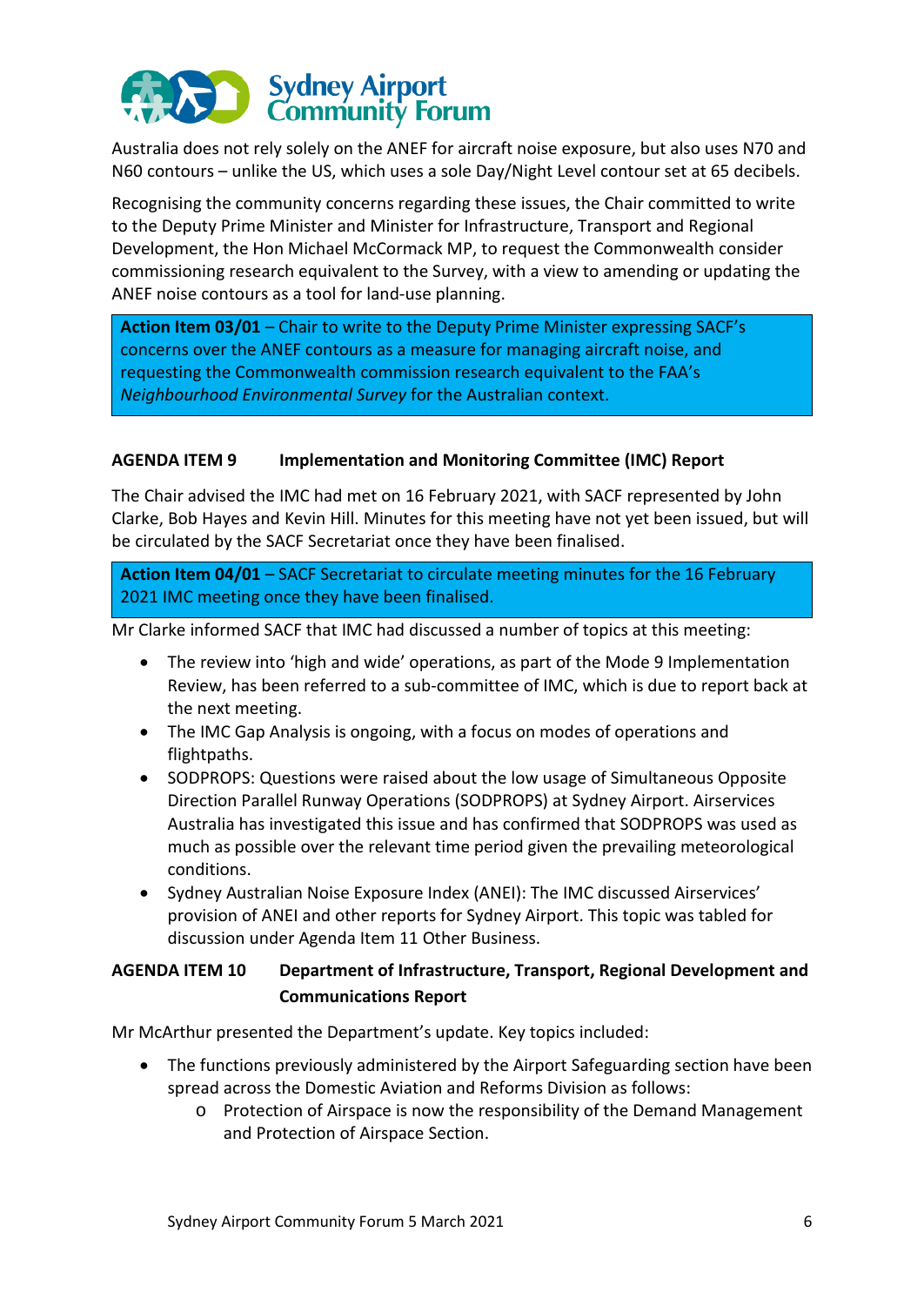Australia does not rely solely on the ANEF for aircraft noise exposure, but also uses N70 and N60 contours – unlike the US, which uses a sole Day/Night Level contour set at 65 decibels.

Recognising the community concerns regarding these issues, the Chair committed to write to the Deputy Prime Minister and Minister for Infrastructure, Transport and Regional Development, the Hon Michael McCormack MP, to request the Commonwealth consider commissioning research equivalent to the Survey, with a view to amending or updating the ANEF noise contours as a tool for land-use planning.

**Action Item 03/01** – Chair to write to the Deputy Prime Minister expressing SACF's concerns over the ANEF contours as a measure for managing aircraft noise, and requesting the Commonwealth commission research equivalent to the FAA's *Neighbourhood Environmental Survey* for the Australian context.

**AGENDA ITEM 9 Implementation and Monitoring Committee (IMC) Report**

The Chair advised the IMC had met on 16 February 2021, with SACF represented by John Clarke, Bob Hayes and Kevin Hill. Minutes for this meeting have not yet been issued, but will be circulated by the SACF Secretariat once they have been finalised.

**Action Item 04/01** – SACF Secretariat to circulate meeting minutes for the 16 February 2021 IMC meeting once they have been finalised.

Mr Clarke informed SACF that IMC had discussed a number of topics at this meeting:

- The review into 'high and wide' operations, as part of the Mode 9 Implementation Review, has been referred to a sub-committee of IMC, which is due to report back at the next meeting.
- The IMC Gap Analysis is ongoing, with a focus on modes of operations and flightpaths.
- SODPROPS: Questions were raised about the low usage of Simultaneous Opposite Direction Parallel Runway Operations (SODPROPS) at Sydney Airport. Airservices Australia has investigated this issue and has confirmed that SODPROPS was used as much as possible over the relevant time period given the prevailing meteorological conditions.
- Sydney Australian Noise Exposure Index (ANEI): The IMC discussed Airservices' provision of ANEI and other reports for Sydney Airport. This topic was tabled for discussion under Agenda Item 11 Other Business.

**AGENDA ITEM 10 Department of Infrastructure, Transport, Regional Development and Communications Report**

Mr McArthur presented the Department's update. Key topics included:

- The functions previously administered by the Airport Safeguarding section have been spread across the Domestic Aviation and Reforms Division as follows:
    - Protection of Airspace is now the responsibility of the Demand Management and Protection of Airspace Section.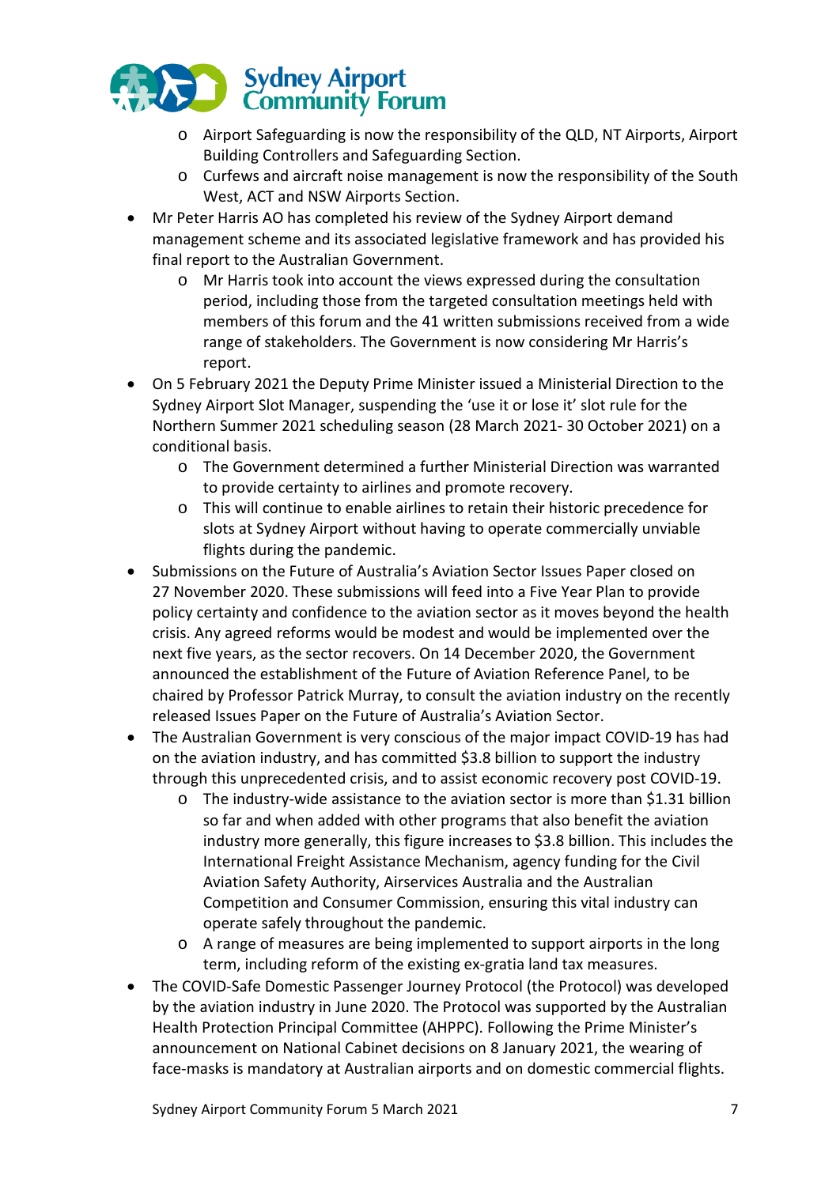- Airport Safeguarding is now the responsibility of the QLD, NT Airports, Airport Building Controllers and Safeguarding Section.
  - Curfews and aircraft noise management is now the responsibility of the South West, ACT and NSW Airports Section.
- Mr Peter Harris AO has completed his review of the Sydney Airport demand management scheme and its associated legislative framework and has provided his final report to the Australian Government.
  - Mr Harris took into account the views expressed during the consultation period, including those from the targeted consultation meetings held with members of this forum and the 41 written submissions received from a wide range of stakeholders. The Government is now considering Mr Harris's report.
- On 5 February 2021 the Deputy Prime Minister issued a Ministerial Direction to the Sydney Airport Slot Manager, suspending the 'use it or lose it' slot rule for the Northern Summer 2021 scheduling season (28 March 2021- 30 October 2021) on a conditional basis.
  - The Government determined a further Ministerial Direction was warranted to provide certainty to airlines and promote recovery.
  - This will continue to enable airlines to retain their historic precedence for slots at Sydney Airport without having to operate commercially unviable flights during the pandemic.
- Submissions on the Future of Australia's Aviation Sector Issues Paper closed on 27 November 2020. These submissions will feed into a Five Year Plan to provide policy certainty and confidence to the aviation sector as it moves beyond the health crisis. Any agreed reforms would be modest and would be implemented over the next five years, as the sector recovers. On 14 December 2020, the Government announced the establishment of the Future of Aviation Reference Panel, to be chaired by Professor Patrick Murray, to consult the aviation industry on the recently released Issues Paper on the Future of Australia's Aviation Sector.
- The Australian Government is very conscious of the major impact COVID-19 has had on the aviation industry, and has committed $3.8 billion to support the industry through this unprecedented crisis, and to assist economic recovery post COVID-19.
  - The industry-wide assistance to the aviation sector is more than $1.31 billion so far and when added with other programs that also benefit the aviation industry more generally, this figure increases to $3.8 billion. This includes the International Freight Assistance Mechanism, agency funding for the Civil Aviation Safety Authority, Airservices Australia and the Australian Competition and Consumer Commission, ensuring this vital industry can operate safely throughout the pandemic.
  - A range of measures are being implemented to support airports in the long term, including reform of the existing ex-gratia land tax measures.
- The COVID-Safe Domestic Passenger Journey Protocol (the Protocol) was developed by the aviation industry in June 2020. The Protocol was supported by the Australian Health Protection Principal Committee (AHPPC). Following the Prime Minister's announcement on National Cabinet decisions on 8 January 2021, the wearing of face-masks is mandatory at Australian airports and on domestic commercial flights.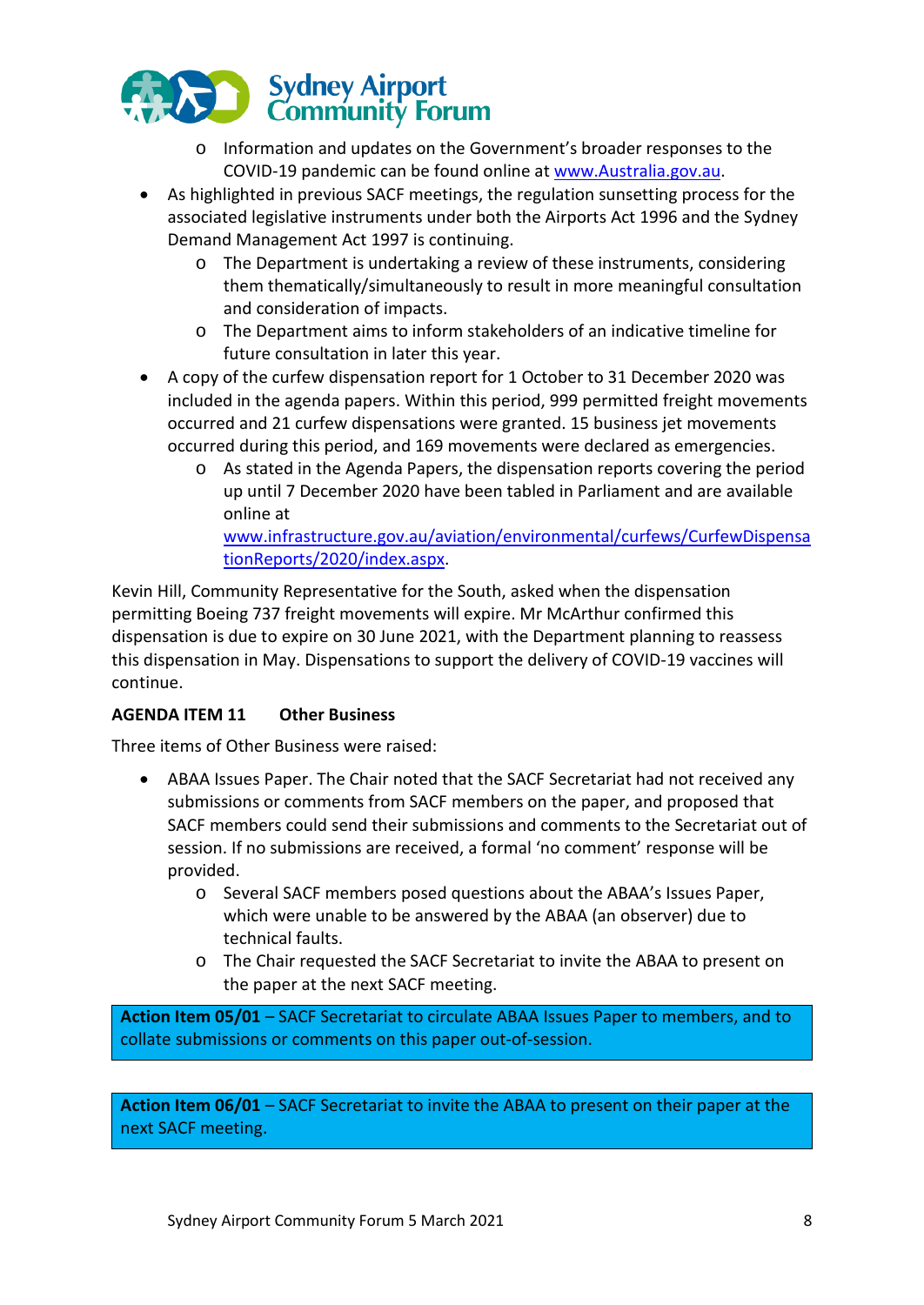- Information and updates on the Government's broader responses to the COVID-19 pandemic can be found online at [www.Australia.gov.au](http://www.Australia.gov.au).

- As highlighted in previous SACF meetings, the regulation sunsetting process for the associated legislative instruments under both the Airports Act 1996 and the Sydney Demand Management Act 1997 is continuing.
  - The Department is undertaking a review of these instruments, considering them thematically/simultaneously to result in more meaningful consultation and consideration of impacts.
  - The Department aims to inform stakeholders of an indicative timeline for future consultation in later this year.
- A copy of the curfew dispensation report for 1 October to 31 December 2020 was included in the agenda papers. Within this period, 999 permitted freight movements occurred and 21 curfew dispensations were granted. 15 business jet movements occurred during this period, and 169 movements were declared as emergencies.
  - As stated in the Agenda Papers, the dispensation reports covering the period up until 7 December 2020 have been tabled in Parliament and are available online at [www.infrastructure.gov.au/aviation/environmental/curfews/CurfewDispensationReports/2020/index.aspx](http://www.infrastructure.gov.au/aviation/environmental/curfews/CurfewDispensationReports/2020/index.aspx).

Kevin Hill, Community Representative for the South, asked when the dispensation permitting Boeing 737 freight movements will expire. Mr McArthur confirmed this dispensation is due to expire on 30 June 2021, with the Department planning to reassess this dispensation in May. Dispensations to support the delivery of COVID-19 vaccines will continue.

**AGENDA ITEM 11 Other Business**

Three items of Other Business were raised:

- ABAA Issues Paper. The Chair noted that the SACF Secretariat had not received any submissions or comments from SACF members on the paper, and proposed that SACF members could send their submissions and comments to the Secretariat out of session. If no submissions are received, a formal 'no comment' response will be provided.
  - Several SACF members posed questions about the ABAA's Issues Paper, which were unable to be answered by the ABAA (an observer) due to technical faults.
  - The Chair requested the SACF Secretariat to invite the ABAA to present on the paper at the next SACF meeting.

**Action Item 05/01** – SACF Secretariat to circulate ABAA Issues Paper to members, and to collate submissions or comments on this paper out-of-session.

**Action Item 06/01** – SACF Secretariat to invite the ABAA to present on their paper at the next SACF meeting.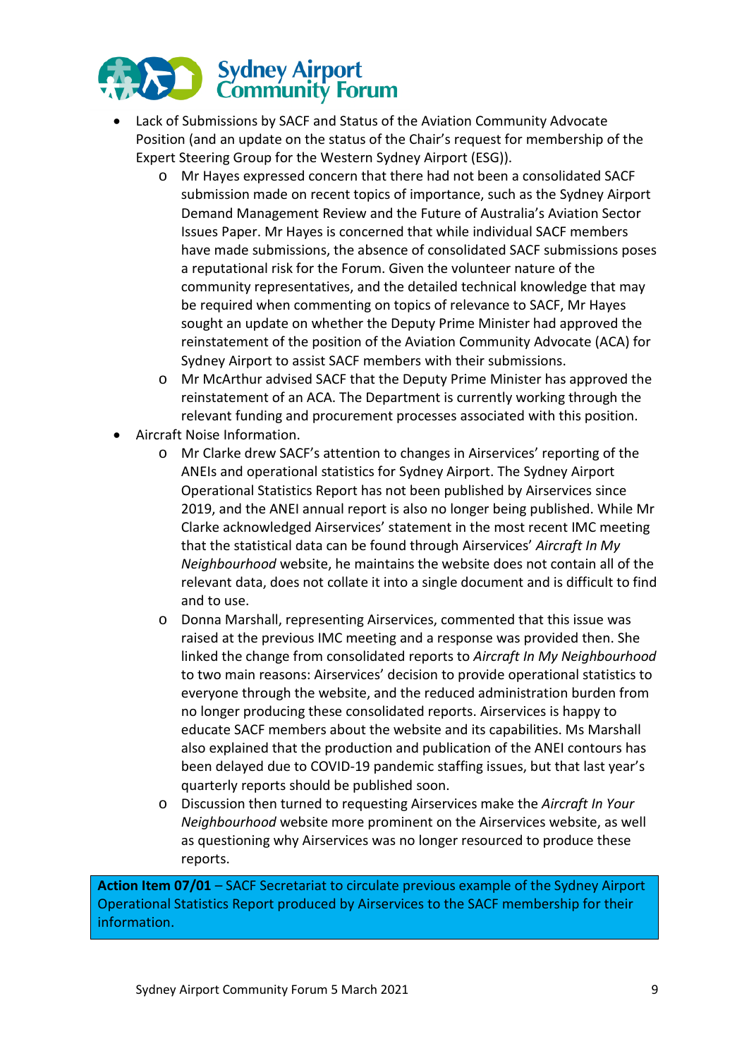- Lack of Submissions by SACF and Status of the Aviation Community Advocate Position (and an update on the status of the Chair's request for membership of the Expert Steering Group for the Western Sydney Airport (ESG)).
  - Mr Hayes expressed concern that there had not been a consolidated SACF submission made on recent topics of importance, such as the Sydney Airport Demand Management Review and the Future of Australia's Aviation Sector Issues Paper. Mr Hayes is concerned that while individual SACF members have made submissions, the absence of consolidated SACF submissions poses a reputational risk for the Forum. Given the volunteer nature of the community representatives, and the detailed technical knowledge that may be required when commenting on topics of relevance to SACF, Mr Hayes sought an update on whether the Deputy Prime Minister had approved the reinstatement of the position of the Aviation Community Advocate (ACA) for Sydney Airport to assist SACF members with their submissions.
  - Mr McArthur advised SACF that the Deputy Prime Minister has approved the reinstatement of an ACA. The Department is currently working through the relevant funding and procurement processes associated with this position.
- Aircraft Noise Information.
  - Mr Clarke drew SACF's attention to changes in Airservices' reporting of the ANEIs and operational statistics for Sydney Airport. The Sydney Airport Operational Statistics Report has not been published by Airservices since 2019, and the ANEI annual report is also no longer being published. While Mr Clarke acknowledged Airservices' statement in the most recent IMC meeting that the statistical data can be found through Airservices' *Aircraft In My Neighbourhood* website, he maintains the website does not contain all of the relevant data, does not collate it into a single document and is difficult to find and to use.
  - Donna Marshall, representing Airservices, commented that this issue was raised at the previous IMC meeting and a response was provided then. She linked the change from consolidated reports to *Aircraft In My Neighbourhood* to two main reasons: Airservices' decision to provide operational statistics to everyone through the website, and the reduced administration burden from no longer producing these consolidated reports. Airservices is happy to educate SACF members about the website and its capabilities. Ms Marshall also explained that the production and publication of the ANEI contours has been delayed due to COVID-19 pandemic staffing issues, but that last year's quarterly reports should be published soon.
  - Discussion then turned to requesting Airservices make the *Aircraft In Your Neighbourhood* website more prominent on the Airservices website, as well as questioning why Airservices was no longer resourced to produce these reports.

**Action Item 07/01** – SACF Secretariat to circulate previous example of the Sydney Airport Operational Statistics Report produced by Airservices to the SACF membership for their information.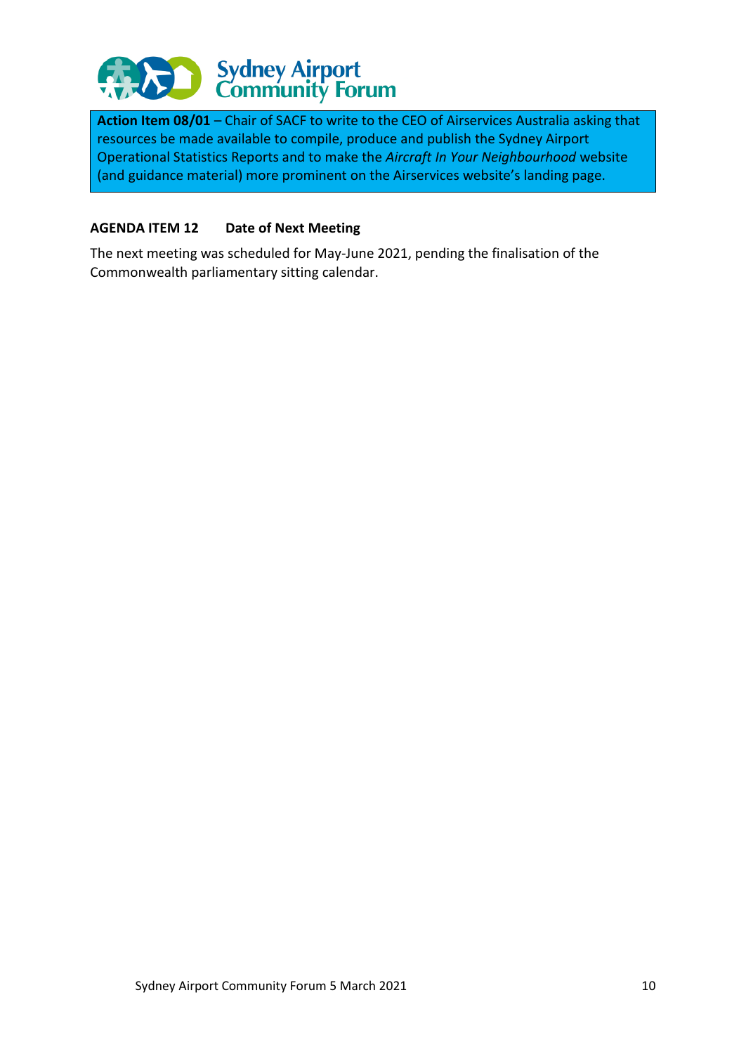**Action Item 08/01** – Chair of SACF to write to the CEO of Airservices Australia asking that resources be made available to compile, produce and publish the Sydney Airport Operational Statistics Reports and to make the *Aircraft In Your Neighbourhood* website (and guidance material) more prominent on the Airservices website's landing page.

### AGENDA ITEM 12 Date of Next Meeting

The next meeting was scheduled for May-June 2021, pending the finalisation of the Commonwealth parliamentary sitting calendar.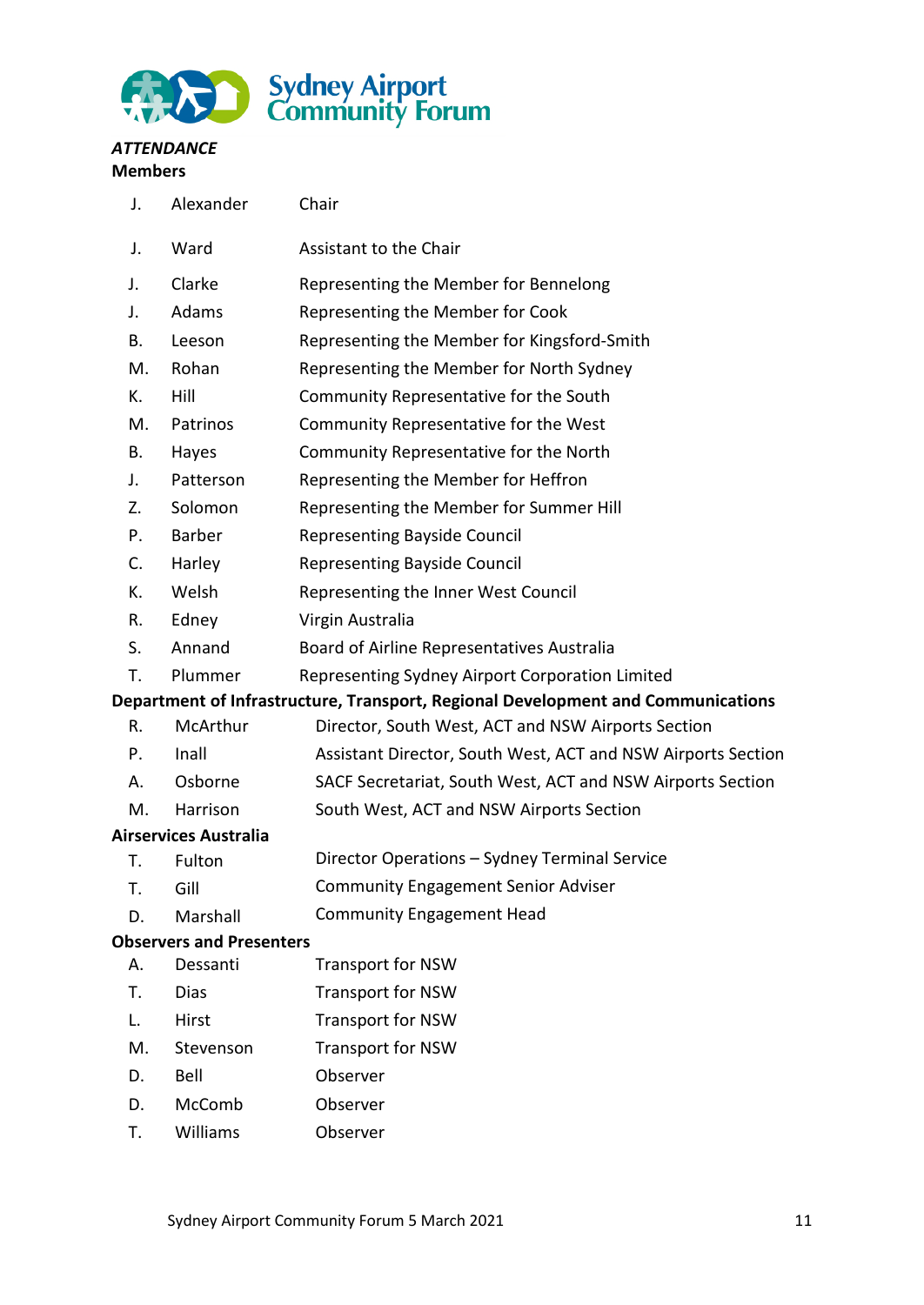*ATTENDANCE*

**Members**

| | | |
|---|---|---|
| J. | Alexander | Chair |
| J. | Ward | Assistant to the Chair |
| J. | Clarke | Representing the Member for Bennelong |
| J. | Adams | Representing the Member for Cook |
| B. | Leeson | Representing the Member for Kingsford-Smith |
| M. | Rohan | Representing the Member for North Sydney |
| K. | Hill | Community Representative for the South |
| M. | Patrinos | Community Representative for the West |
| B. | Hayes | Community Representative for the North |
| J. | Patterson | Representing the Member for Heffron |
| Z. | Solomon | Representing the Member for Summer Hill |
| P. | Barber | Representing Bayside Council |
| C. | Harley | Representing Bayside Council |
| K. | Welsh | Representing the Inner West Council |
| R. | Edney | Virgin Australia |
| S. | Annand | Board of Airline Representatives Australia |
| T. | Plummer | Representing Sydney Airport Corporation Limited |

**Department of Infrastructure, Transport, Regional Development and Communications**

| | | |
|---|---|---|
| R. | McArthur | Director, South West, ACT and NSW Airports Section |
| P. | Inall | Assistant Director, South West, ACT and NSW Airports Section |
| A. | Osborne | SACF Secretariat, South West, ACT and NSW Airports Section |
| M. | Harrison | South West, ACT and NSW Airports Section |

**Airservices Australia**

| | | |
|---|---|---|
| T. | Fulton | Director Operations – Sydney Terminal Service |
| T. | Gill | Community Engagement Senior Adviser |
| D. | Marshall | Community Engagement Head |

**Observers and Presenters**

| | | |
|---|---|---|
| A. | Dessanti | Transport for NSW |
| T. | Dias | Transport for NSW |
| L. | Hirst | Transport for NSW |
| M. | Stevenson | Transport for NSW |
| D. | Bell | Observer |
| D. | McComb | Observer |
| T. | Williams | Observer |